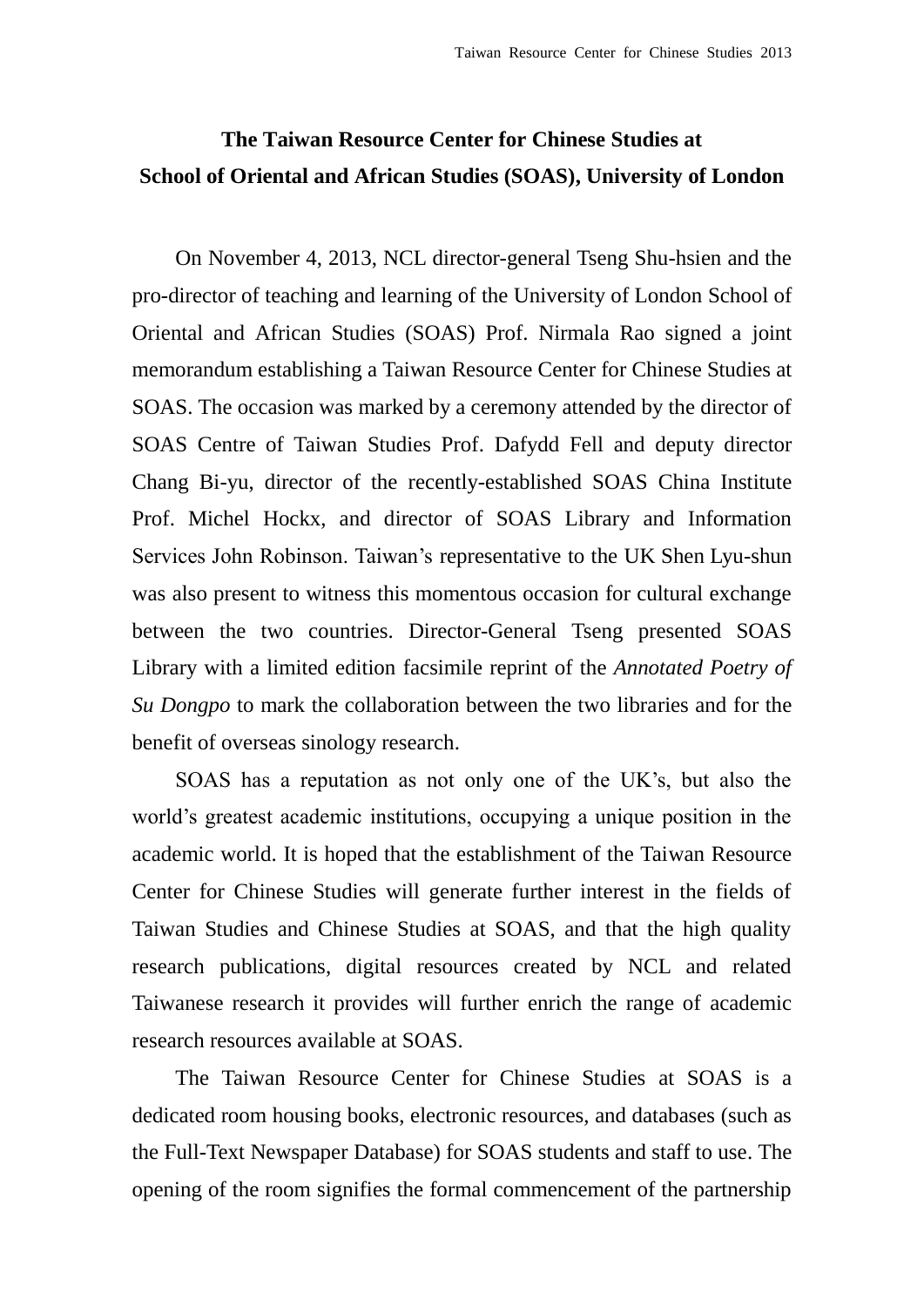# The Taiwan Resource Center for Chinese Studies at School of Oriental and African Studies (SOAS), University of London

On November 4, 2013, NCL director-general Tseng Shu-hsien and the pro-director of teaching and learning of the University of London School of Oriental and African Studies (SOAS) Prof. Nirmala Rao signed a joint memorandum establishing a Taiwan Resource Center for Chinese Studies at SOAS. The occasion was marked by a ceremony attended by the director of SOAS Centre of Taiwan Studies Prof. Dafydd Fell and deputy director Chang Bi-yu, director of the recently-established SOAS China Institute Prof. Michel Hockx, and director of SOAS Library and Information Services John Robinson. Taiwan's representative to the UK Shen Lyu-shun was also present to witness this momentous occasion for cultural exchange between the two countries. Director-General Tseng presented SOAS Library with a limited edition facsimile reprint of the *Annotated Poetry of Su Dongpo* to mark the collaboration between the two libraries and for the benefit of overseas sinology research.

SOAS has a reputation as not only one of the UK's, but also the world's greatest academic institutions, occupying a unique position in the academic world. It is hoped that the establishment of the Taiwan Resource Center for Chinese Studies will generate further interest in the fields of Taiwan Studies and Chinese Studies at SOAS, and that the high quality research publications, digital resources created by NCL and related Taiwanese research it provides will further enrich the range of academic research resources available at SOAS.

The Taiwan Resource Center for Chinese Studies at SOAS is a dedicated room housing books, electronic resources, and databases (such as the Full-Text Newspaper Database) for SOAS students and staff to use. The opening of the room signifies the formal commencement of the partnership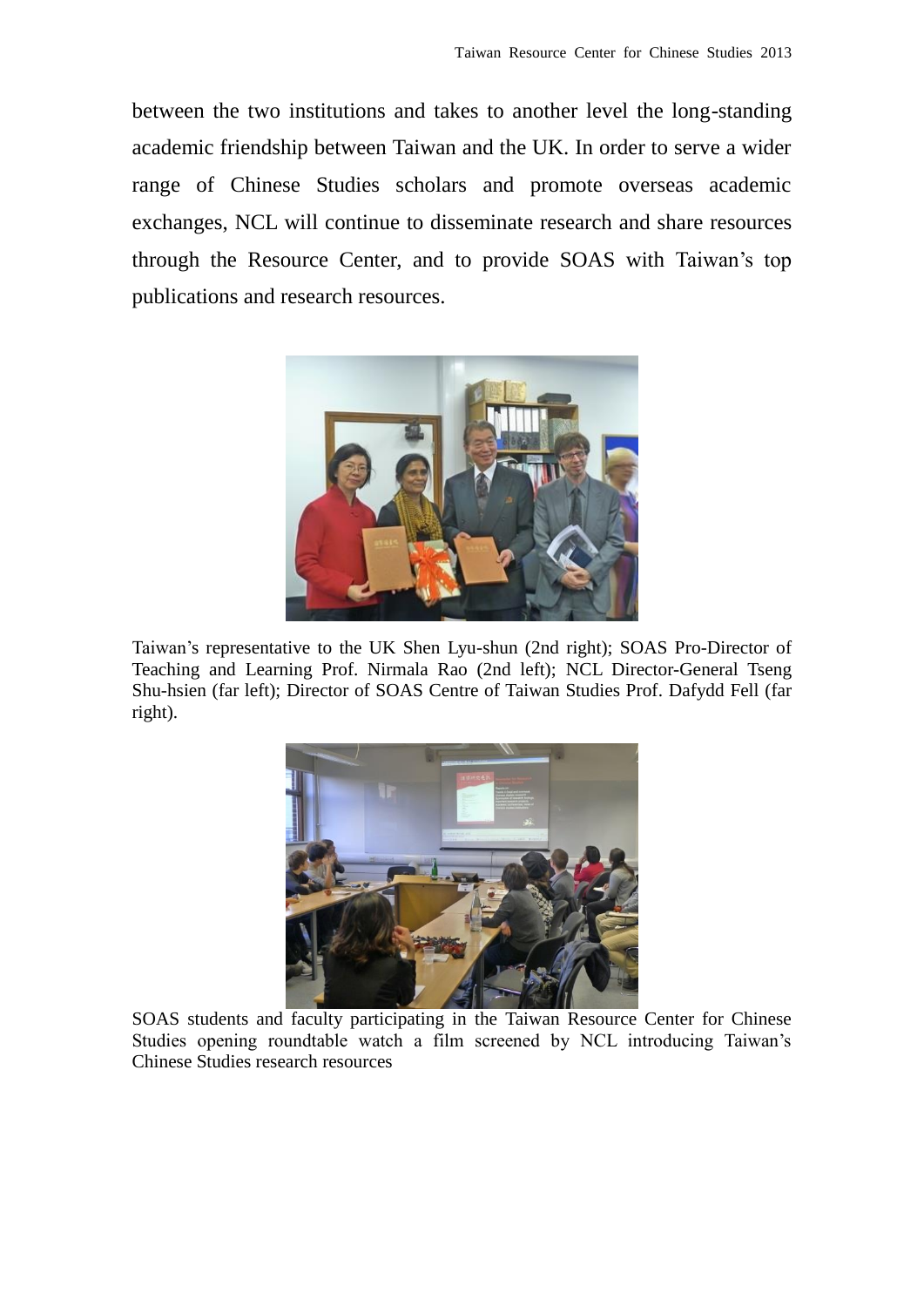between the two institutions and takes to another level the long-standing academic friendship between Taiwan and the UK. In order to serve a wider range of Chinese Studies scholars and promote overseas academic exchanges, NCL will continue to disseminate research and share resources through the Resource Center, and to provide SOAS with Taiwan's top publications and research resources.

Taiwan's representative to the UK Shen Lyu-shun (2nd right); SOAS Pro-Director of Teaching and Learning Prof. Nirmala Rao (2nd left); NCL Director-General Tseng Shu-hsien (far left); Director of SOAS Centre of Taiwan Studies Prof. Dafydd Fell (far right).

SOAS students and faculty participating in the Taiwan Resource Center for Chinese Studies opening roundtable watch a film screened by NCL introducing Taiwan's Chinese Studies research resources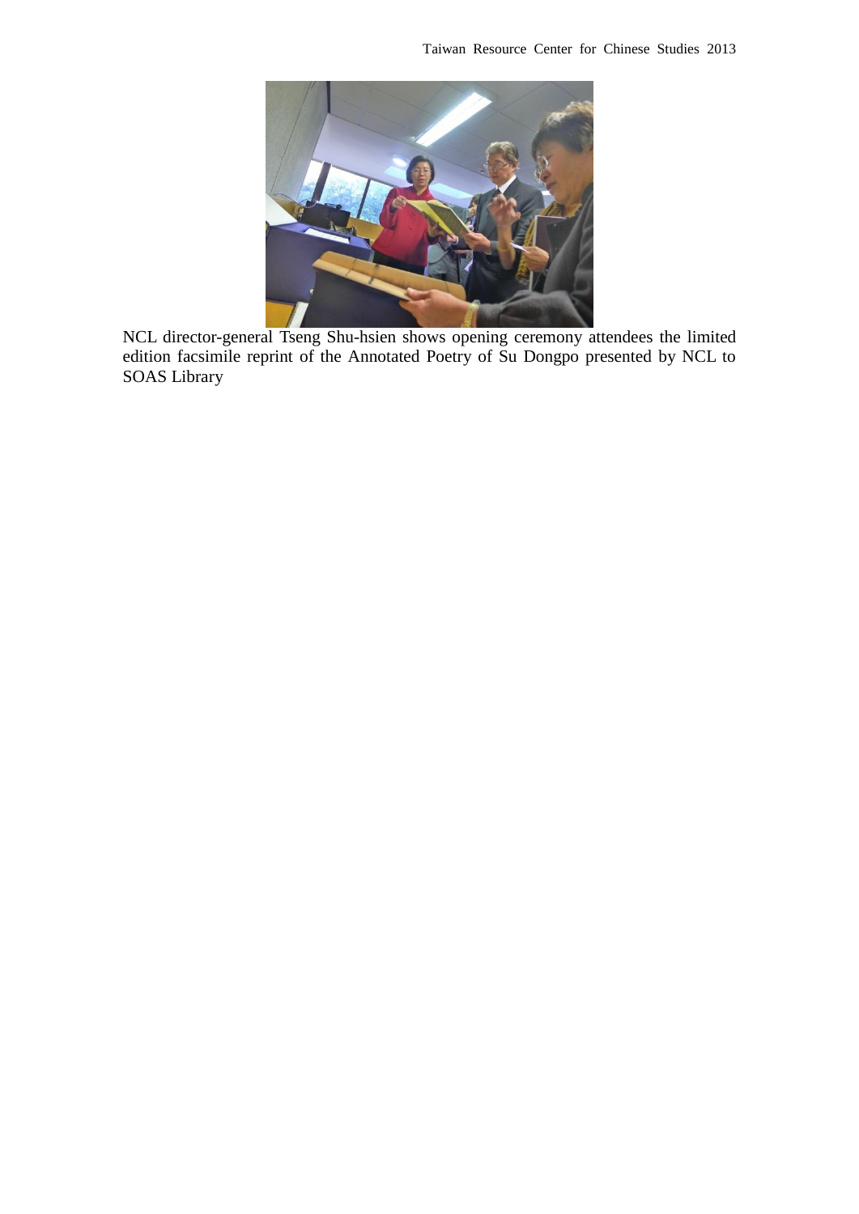NCL director-general Tseng Shu-hsien shows opening ceremony attendees the limited edition facsimile reprint of the Annotated Poetry of Su Dongpo presented by NCL to SOAS Library